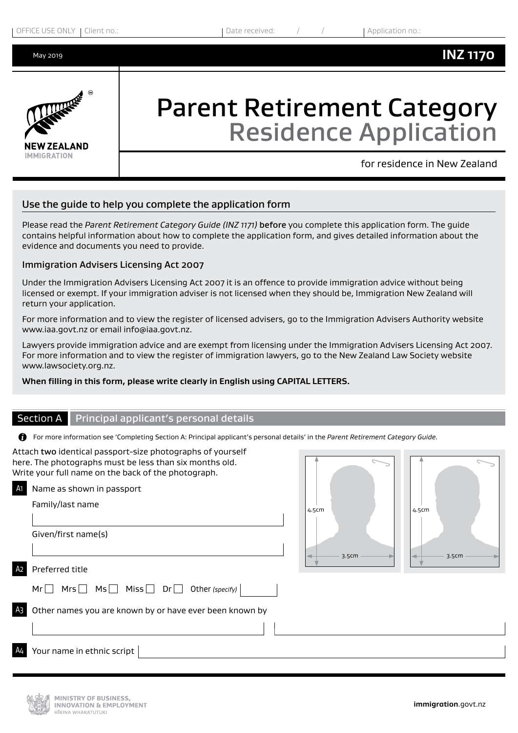OFFICE USE ONLY | Client no.: | Date received: / / | Application no.:

May 2019 **INZ 1170**

NEW ZEALAND IMMIGRATION

# Parent Retirement Category Residence Application

for residence in New Zealand

## Use the guide to help you complete the application form

Please read the *Parent Retirement Category Guide (INZ 1171)* **before** you complete this application form. The guide contains helpful information about how to complete the application form, and gives detailed information about the evidence and documents you need to provide.

### Immigration Advisers Licensing Act 2007

Under the Immigration Advisers Licensing Act 2007 it is an offence to provide immigration advice without being licensed or exempt. If your immigration adviser is not licensed when they should be, Immigration New Zealand will return your application.

For more information and to view the register of licensed advisers, go to the Immigration Advisers Authority website www.iaa.govt.nz or email info@iaa.govt.nz.

Lawyers provide immigration advice and are exempt from licensing under the Immigration Advisers Licensing Act 2007. For more information and to view the register of immigration lawyers, go to the New Zealand Law Society website www.lawsociety.org.nz.

**When filling in this form, please write clearly in English using CAPITAL LETTERS.**

## Section A Principal applicant's personal details

For more information see 'Completing Section A: Principal applicant's personal details' in the *Parent Retirement Category Guide.*

Attach **two** identical passport-size photographs of yourself here. The photographs must be less than six months old. Write your full name on the back of the photograph.

4.5cm × 3.5cm    4.5cm × 3.5cm

A1 Name as shown in passport

Family/last name

Given/first name(s)

A2 Preferred title

Mr ☐ Mrs ☐ Ms ☐ Miss ☐ Dr ☐ Other *(specify)*

A3 Other names you are known by or have ever been known by

A4 Your name in ethnic script

MINISTRY OF BUSINESS, INNOVATION & EMPLOYMENT HĪKINA WHAKATUTUKI

**immigration**.govt.nz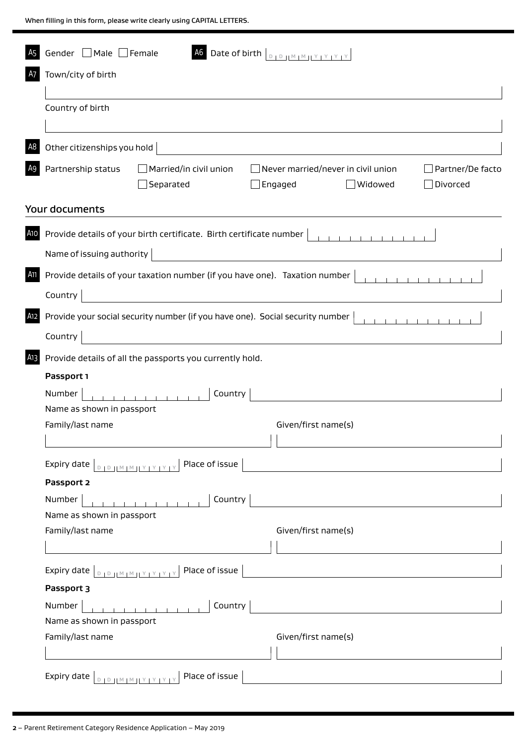When filling in this form, please write clearly using CAPITAL LETTERS.

**A5** Gender ☐ Male ☐ Female

**A6** Date of birth DD MM YYYY

**A7** Town/city of birth

Country of birth

**A8** Other citizenships you hold

**A9** Partnership status ☐ Married/in civil union ☐ Never married/never in civil union ☐ Partner/De facto ☐ Separated ☐ Engaged ☐ Widowed ☐ Divorced

## Your documents

**A10** Provide details of your birth certificate. Birth certificate number

Name of issuing authority

**A11** Provide details of your taxation number (if you have one). Taxation number

Country

**A12** Provide your social security number (if you have one). Social security number

Country

**A13** Provide details of all the passports you currently hold.

**Passport 1**

Number | Country

Name as shown in passport

Family/last name | Given/first name(s)

Expiry date DD MM YYYY | Place of issue

**Passport 2**

Number | Country

Name as shown in passport

Family/last name | Given/first name(s)

Expiry date DD MM YYYY | Place of issue

**Passport 3**

Number | Country

Name as shown in passport

Family/last name | Given/first name(s)

Expiry date DD MM YYYY | Place of issue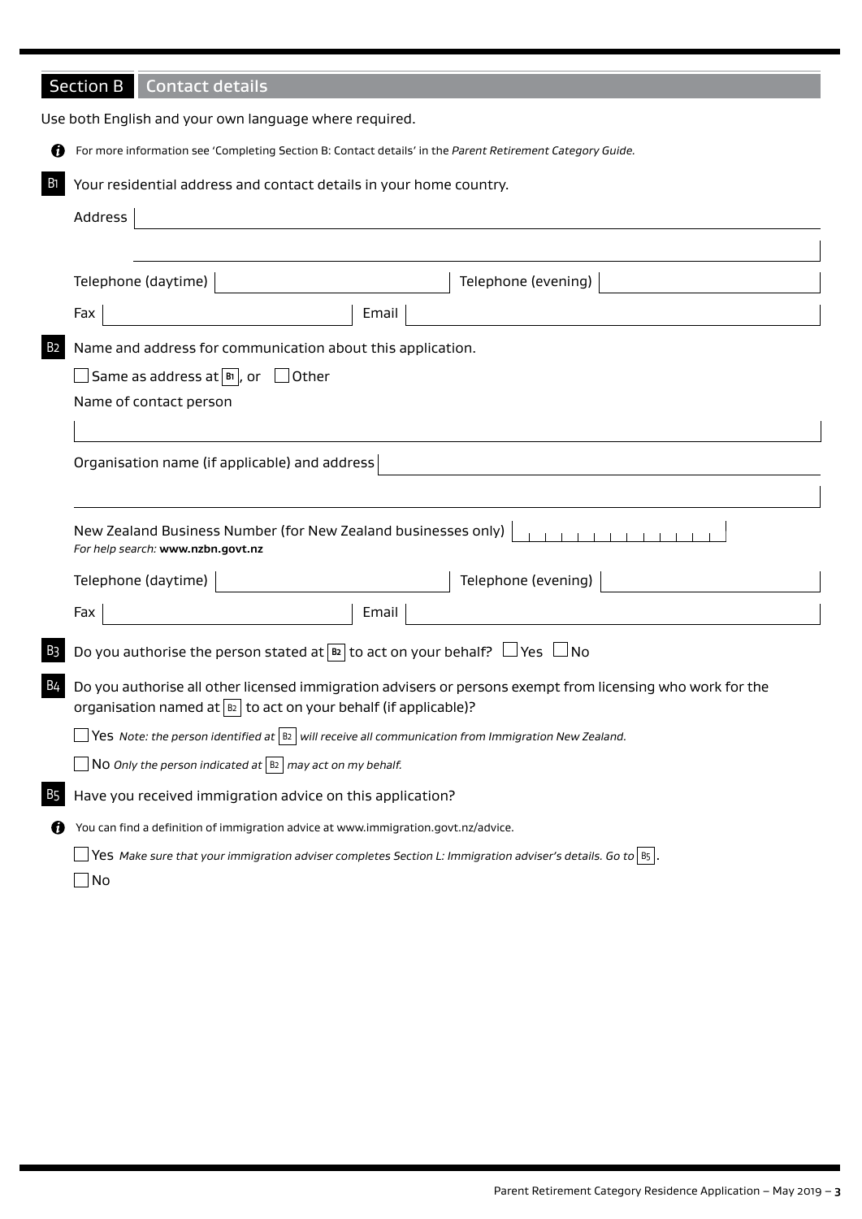## Section B Contact details

Use both English and your own language where required.

For more information see 'Completing Section B: Contact details' in the *Parent Retirement Category Guide.*

**B1** Your residential address and contact details in your home country.

Address

Telephone (daytime) | Telephone (evening)

Fax | Email

**B2** Name and address for communication about this application.

☐ Same as address at B1, or ☐ Other

Name of contact person

Organisation name (if applicable) and address

New Zealand Business Number (for New Zealand businesses only)
*For help search:* **www.nzbn.govt.nz**

Telephone (daytime) | Telephone (evening)

Fax | Email

**B3** Do you authorise the person stated at B2 to act on your behalf? ☐ Yes ☐ No

**B4** Do you authorise all other licensed immigration advisers or persons exempt from licensing who work for the organisation named at B2 to act on your behalf (if applicable)?

☐ Yes *Note: the person identified at B2 will receive all communication from Immigration New Zealand.*

☐ No *Only the person indicated at B2 may act on my behalf.*

**B5** Have you received immigration advice on this application?

You can find a definition of immigration advice at www.immigration.govt.nz/advice.

☐ Yes *Make sure that your immigration adviser completes Section L: Immigration adviser's details. Go to B5.*

☐ No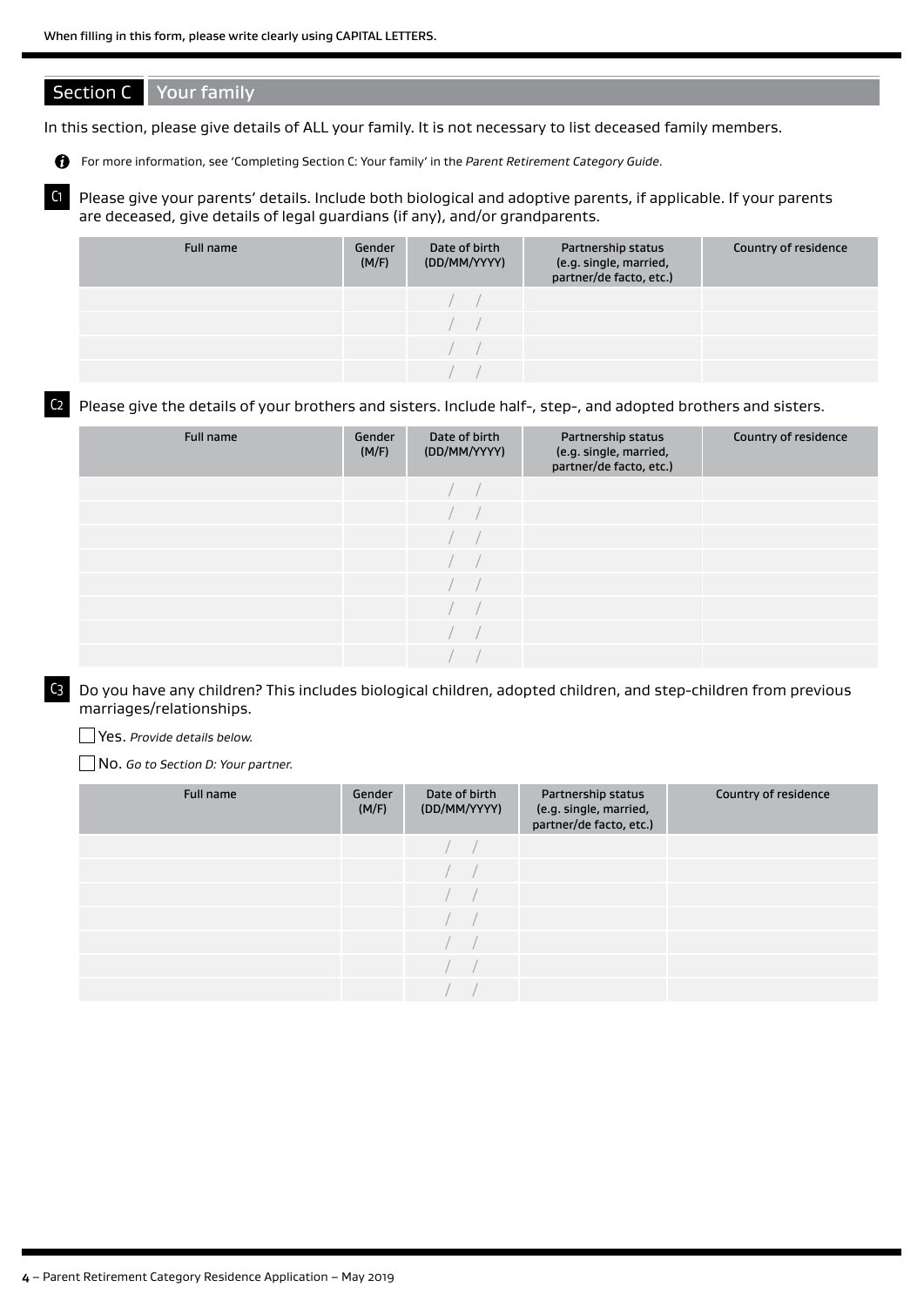When filling in this form, please write clearly using CAPITAL LETTERS.

## Section C Your family

In this section, please give details of ALL your family. It is not necessary to list deceased family members.

For more information, see 'Completing Section C: Your family' in the *Parent Retirement Category Guide*.

**C1** Please give your parents' details. Include both biological and adoptive parents, if applicable. If your parents are deceased, give details of legal guardians (if any), and/or grandparents.

| Full name | Gender (M/F) | Date of birth (DD/MM/YYYY) | Partnership status (e.g. single, married, partner/de facto, etc.) | Country of residence |
|---|---|---|---|---|
| | | / / | | |
| | | / / | | |
| | | / / | | |
| | | / / | | |

**C2** Please give the details of your brothers and sisters. Include half-, step-, and adopted brothers and sisters.

| Full name | Gender (M/F) | Date of birth (DD/MM/YYYY) | Partnership status (e.g. single, married, partner/de facto, etc.) | Country of residence |
|---|---|---|---|---|
| | | / / | | |
| | | / / | | |
| | | / / | | |
| | | / / | | |
| | | / / | | |
| | | / / | | |
| | | / / | | |
| | | / / | | |

**C3** Do you have any children? This includes biological children, adopted children, and step-children from previous marriages/relationships.

☐ Yes. *Provide details below.*

☐ No. *Go to Section D: Your partner.*

| Full name | Gender (M/F) | Date of birth (DD/MM/YYYY) | Partnership status (e.g. single, married, partner/de facto, etc.) | Country of residence |
|---|---|---|---|---|
| | | / / | | |
| | | / / | | |
| | | / / | | |
| | | / / | | |
| | | / / | | |
| | | / / | | |
| | | / / | | |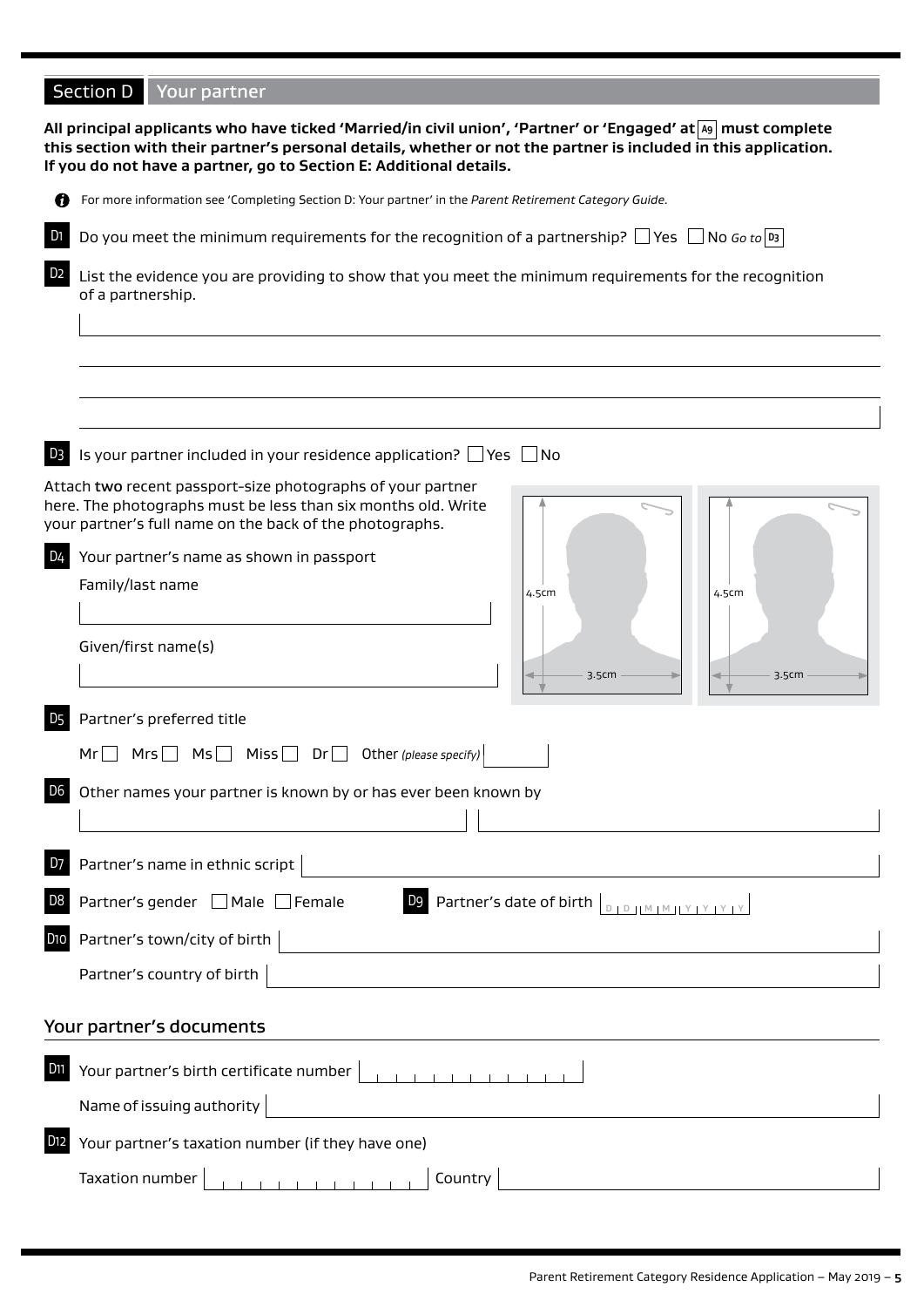## Section D Your partner

**All principal applicants who have ticked 'Married/in civil union', 'Partner' or 'Engaged' at A9 must complete this section with their partner's personal details, whether or not the partner is included in this application. If you do not have a partner, go to Section E: Additional details.**

For more information see 'Completing Section D: Your partner' in the *Parent Retirement Category Guide*.

D1 Do you meet the minimum requirements for the recognition of a partnership? ☐ Yes ☐ No *Go to* D3

D2 List the evidence you are providing to show that you meet the minimum requirements for the recognition of a partnership.

D3 Is your partner included in your residence application? ☐ Yes ☐ No

Attach **two** recent passport-size photographs of your partner here. The photographs must be less than six months old. Write your partner's full name on the back of the photographs.

4.5cm × 3.5cm | 4.5cm × 3.5cm

D4 Your partner's name as shown in passport

Family/last name

Given/first name(s)

D5 Partner's preferred title

Mr ☐ Mrs ☐ Ms ☐ Miss ☐ Dr ☐ Other *(please specify)*

D6 Other names your partner is known by or has ever been known by

D7 Partner's name in ethnic script

D8 Partner's gender ☐ Male ☐ Female

D9 Partner's date of birth D D M M Y Y Y Y

D10 Partner's town/city of birth

Partner's country of birth

### Your partner's documents

D11 Your partner's birth certificate number

Name of issuing authority

D12 Your partner's taxation number (if they have one)

Taxation number | Country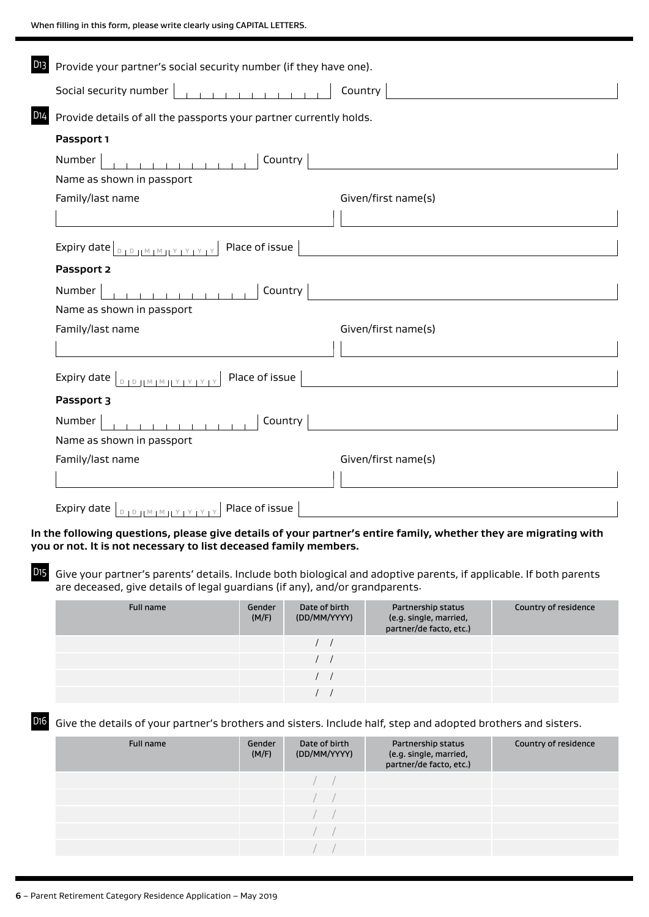When filling in this form, please write clearly using CAPITAL LETTERS.

**D13** Provide your partner's social security number (if they have one).

Social security number ______________ Country ______________

**D14** Provide details of all the passports your partner currently holds.

**Passport 1**

Number ______________ Country ______________

Name as shown in passport

Family/last name ______________ Given/first name(s) ______________

Expiry date DD MM YYYY Place of issue ______________

**Passport 2**

Number ______________ Country ______________

Name as shown in passport

Family/last name ______________ Given/first name(s) ______________

Expiry date DD MM YYYY Place of issue ______________

**Passport 3**

Number ______________ Country ______________

Name as shown in passport

Family/last name ______________ Given/first name(s) ______________

Expiry date DD MM YYYY Place of issue ______________

**In the following questions, please give details of your partner's entire family, whether they are migrating with you or not. It is not necessary to list deceased family members.**

**D15** Give your partner's parents' details. Include both biological and adoptive parents, if applicable. If both parents are deceased, give details of legal guardians (if any), and/or grandparents.

| Full name | Gender (M/F) | Date of birth (DD/MM/YYYY) | Partnership status (e.g. single, married, partner/de facto, etc.) | Country of residence |
|---|---|---|---|---|
| | | / / | | |
| | | / / | | |
| | | / / | | |
| | | / / | | |

**D16** Give the details of your partner's brothers and sisters. Include half, step and adopted brothers and sisters.

| Full name | Gender (M/F) | Date of birth (DD/MM/YYYY) | Partnership status (e.g. single, married, partner/de facto, etc.) | Country of residence |
|---|---|---|---|---|
| | | / / | | |
| | | / / | | |
| | | / / | | |
| | | / / | | |
| | | / / | | |

**6** – Parent Retirement Category Residence Application – May 2019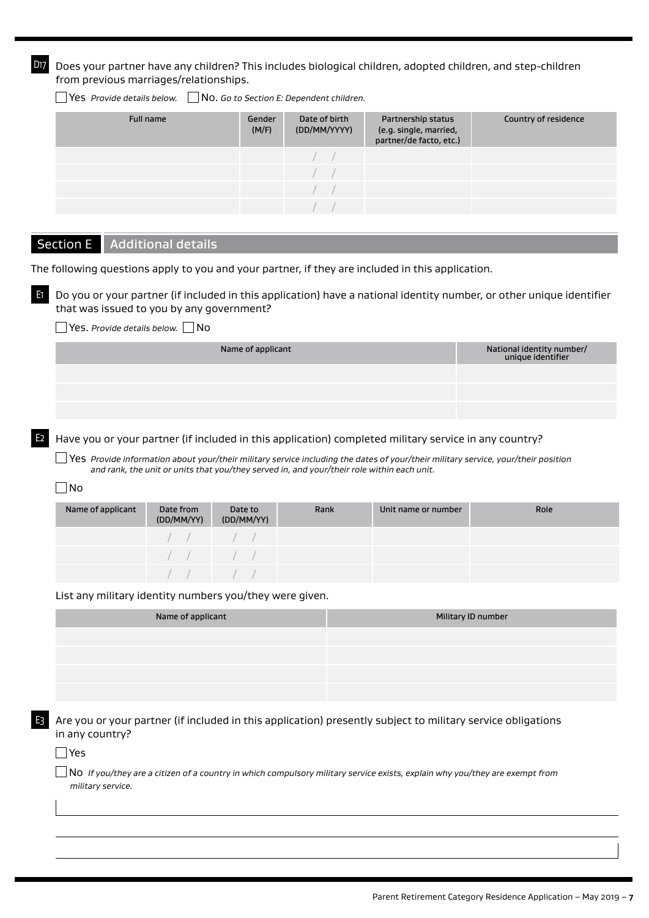**D17** Does your partner have any children? This includes biological children, adopted children, and step-children from previous marriages/relationships.

☐ Yes *Provide details below.* ☐ No. *Go to Section E: Dependent children.*

| Full name | Gender (M/F) | Date of birth (DD/MM/YYYY) | Partnership status (e.g. single, married, partner/de facto, etc.) | Country of residence |
|---|---|---|---|---|
| | | / / | | |
| | | / / | | |
| | | / / | | |
| | | / / | | |

## Section E Additional details

The following questions apply to you and your partner, if they are included in this application.

**E1** Do you or your partner (if included in this application) have a national identity number, or other unique identifier that was issued to you by any government?

☐ Yes. *Provide details below.* ☐ No

| Name of applicant | National identity number/ unique identifier |
|---|---|
| | |
| | |
| | |

**E2** Have you or your partner (if included in this application) completed military service in any country?

☐ Yes *Provide information about your/their military service including the dates of your/their military service, your/their position and rank, the unit or units that you/they served in, and your/their role within each unit.*

☐ No

| Name of applicant | Date from (DD/MM/YY) | Date to (DD/MM/YY) | Rank | Unit name or number | Role |
|---|---|---|---|---|---|
| | / / | / / | | | |
| | / / | / / | | | |
| | / / | / / | | | |

List any military identity numbers you/they were given.

| Name of applicant | Military ID number |
|---|---|
| | |
| | |
| | |
| | |

**E3** Are you or your partner (if included in this application) presently subject to military service obligations in any country?

☐ Yes

☐ No *If you/they are a citizen of a country in which compulsory military service exists, explain why you/they are exempt from military service.*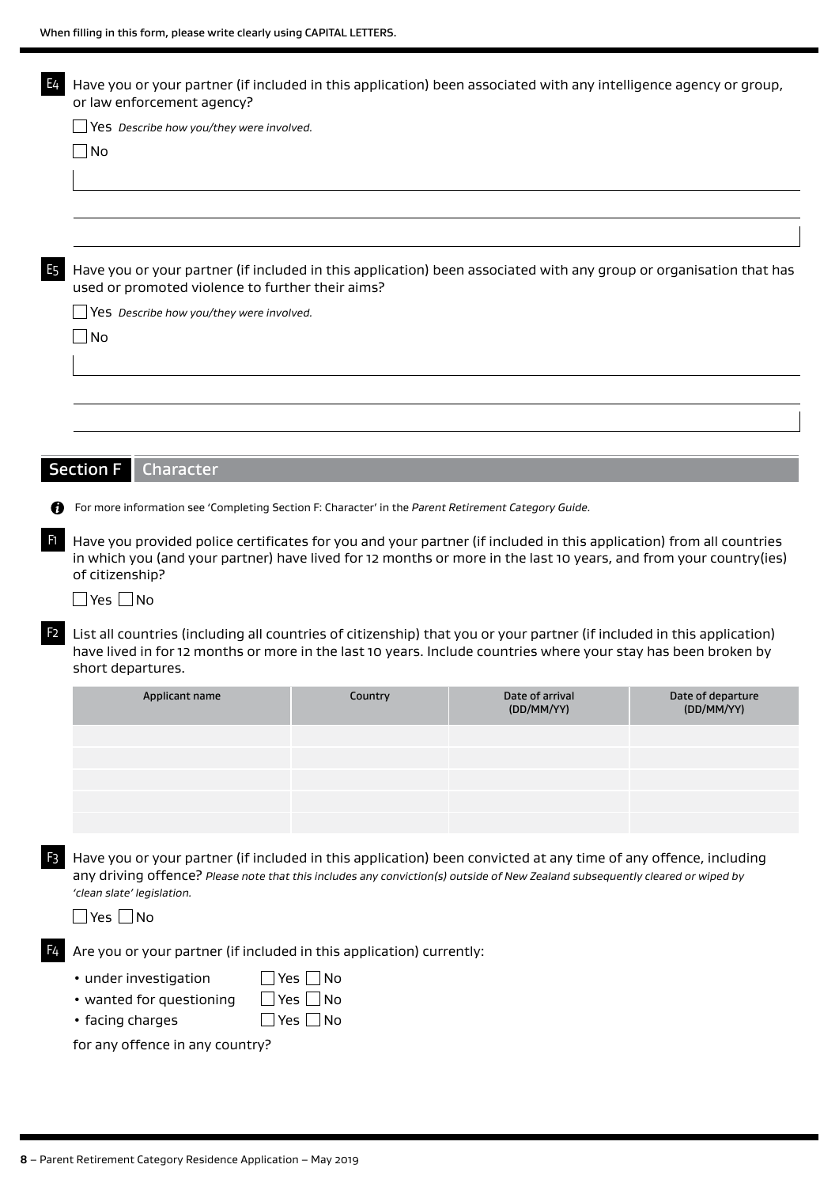When filling in this form, please write clearly using CAPITAL LETTERS.

**E4** Have you or your partner (if included in this application) been associated with any intelligence agency or group, or law enforcement agency?

☐ Yes *Describe how you/they were involved.*

☐ No

**E5** Have you or your partner (if included in this application) been associated with any group or organisation that has used or promoted violence to further their aims?

☐ Yes *Describe how you/they were involved.*

☐ No

## Section F Character

For more information see 'Completing Section F: Character' in the *Parent Retirement Category Guide*.

**F1** Have you provided police certificates for you and your partner (if included in this application) from all countries in which you (and your partner) have lived for 12 months or more in the last 10 years, and from your country(ies) of citizenship?

☐ Yes ☐ No

**F2** List all countries (including all countries of citizenship) that you or your partner (if included in this application) have lived in for 12 months or more in the last 10 years. Include countries where your stay has been broken by short departures.

| Applicant name | Country | Date of arrival (DD/MM/YY) | Date of departure (DD/MM/YY) |
|---|---|---|---|
| | | | |
| | | | |
| | | | |
| | | | |
| | | | |

**F3** Have you or your partner (if included in this application) been convicted at any time of any offence, including any driving offence? *Please note that this includes any conviction(s) outside of New Zealand subsequently cleared or wiped by 'clean slate' legislation.*

☐ Yes ☐ No

**F4** Are you or your partner (if included in this application) currently:

- under investigation ☐ Yes ☐ No
- wanted for questioning ☐ Yes ☐ No
- facing charges ☐ Yes ☐ No

for any offence in any country?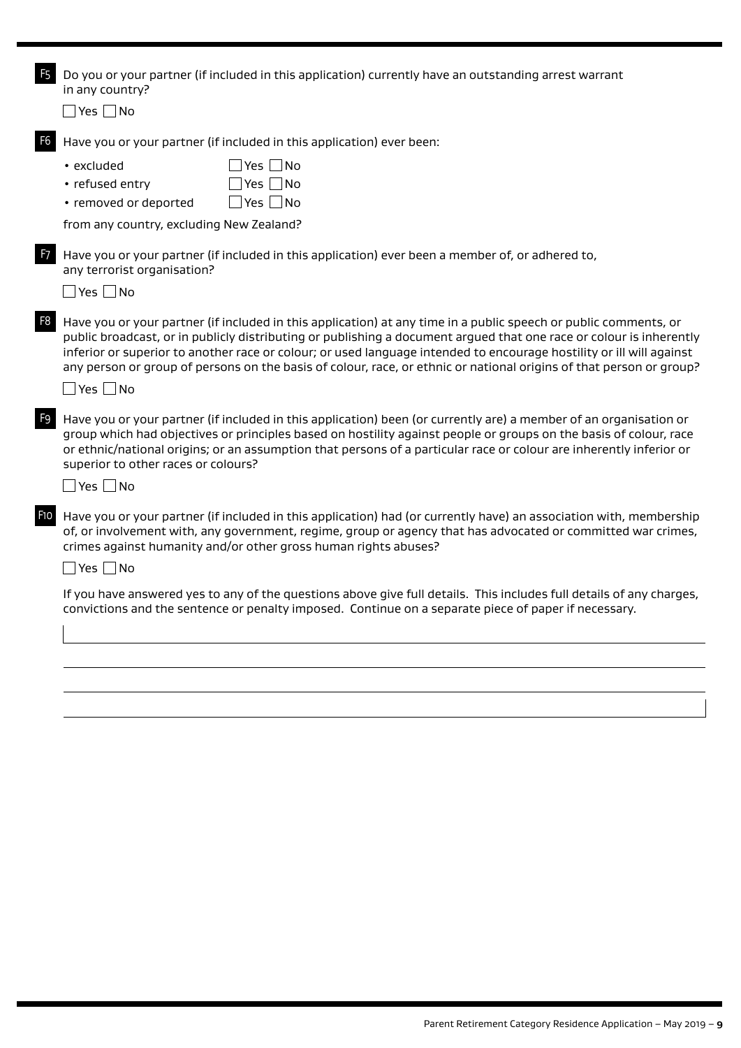**F5** Do you or your partner (if included in this application) currently have an outstanding arrest warrant in any country?

☐ Yes ☐ No

**F6** Have you or your partner (if included in this application) ever been:

- excluded ☐ Yes ☐ No
- refused entry ☐ Yes ☐ No
- removed or deported ☐ Yes ☐ No

from any country, excluding New Zealand?

**F7** Have you or your partner (if included in this application) ever been a member of, or adhered to, any terrorist organisation?

☐ Yes ☐ No

**F8** Have you or your partner (if included in this application) at any time in a public speech or public comments, or public broadcast, or in publicly distributing or publishing a document argued that one race or colour is inherently inferior or superior to another race or colour; or used language intended to encourage hostility or ill will against any person or group of persons on the basis of colour, race, or ethnic or national origins of that person or group?

☐ Yes ☐ No

**F9** Have you or your partner (if included in this application) been (or currently are) a member of an organisation or group which had objectives or principles based on hostility against people or groups on the basis of colour, race or ethnic/national origins; or an assumption that persons of a particular race or colour are inherently inferior or superior to other races or colours?

☐ Yes ☐ No

**F10** Have you or your partner (if included in this application) had (or currently have) an association with, membership of, or involvement with, any government, regime, group or agency that has advocated or committed war crimes, crimes against humanity and/or other gross human rights abuses?

☐ Yes ☐ No

If you have answered yes to any of the questions above give full details. This includes full details of any charges, convictions and the sentence or penalty imposed. Continue on a separate piece of paper if necessary.

\_\_\_\_\_\_\_\_\_\_\_\_\_\_\_\_\_\_\_\_\_\_\_\_\_\_\_\_\_\_\_\_\_\_\_\_\_\_\_\_\_\_\_\_\_\_\_\_\_\_\_\_\_\_\_\_\_\_\_\_

\_\_\_\_\_\_\_\_\_\_\_\_\_\_\_\_\_\_\_\_\_\_\_\_\_\_\_\_\_\_\_\_\_\_\_\_\_\_\_\_\_\_\_\_\_\_\_\_\_\_\_\_\_\_\_\_\_\_\_\_

\_\_\_\_\_\_\_\_\_\_\_\_\_\_\_\_\_\_\_\_\_\_\_\_\_\_\_\_\_\_\_\_\_\_\_\_\_\_\_\_\_\_\_\_\_\_\_\_\_\_\_\_\_\_\_\_\_\_\_\_

\_\_\_\_\_\_\_\_\_\_\_\_\_\_\_\_\_\_\_\_\_\_\_\_\_\_\_\_\_\_\_\_\_\_\_\_\_\_\_\_\_\_\_\_\_\_\_\_\_\_\_\_\_\_\_\_\_\_\_\_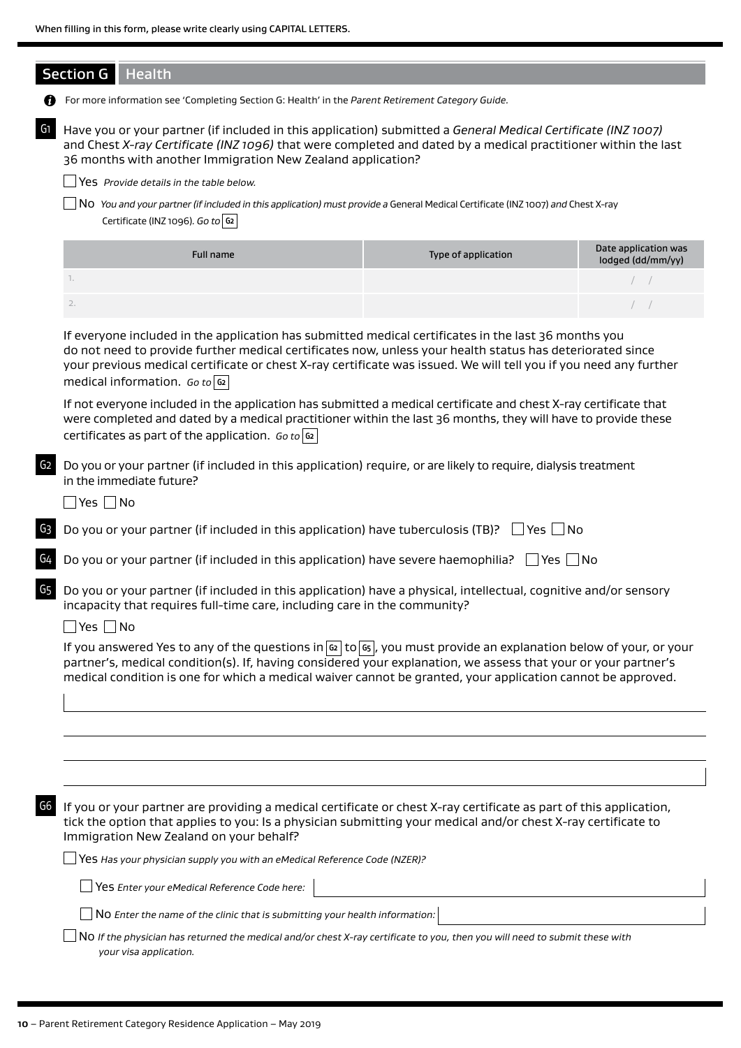When filling in this form, please write clearly using CAPITAL LETTERS.

## Section G Health

For more information see 'Completing Section G: Health' in the *Parent Retirement Category Guide.*

**G1** Have you or your partner (if included in this application) submitted a *General Medical Certificate (INZ 1007)* and Chest *X-ray Certificate (INZ 1096)* that were completed and dated by a medical practitioner within the last 36 months with another Immigration New Zealand application?

☐ Yes *Provide details in the table below.*

☐ No *You and your partner (if included in this application) must provide a* General Medical Certificate (INZ 1007) *and* Chest X-ray Certificate (INZ 1096). *Go to* **G2**

| Full name | Type of application | Date application was lodged (dd/mm/yy) |
|---|---|---|
| 1. | | / / |
| 2. | | / / |

If everyone included in the application has submitted medical certificates in the last 36 months you do not need to provide further medical certificates now, unless your health status has deteriorated since your previous medical certificate or chest X-ray certificate was issued. We will tell you if you need any further medical information. *Go to* **G2**

If not everyone included in the application has submitted a medical certificate and chest X-ray certificate that were completed and dated by a medical practitioner within the last 36 months, they will have to provide these certificates as part of the application. *Go to* **G2**

**G2** Do you or your partner (if included in this application) require, or are likely to require, dialysis treatment in the immediate future?

☐ Yes ☐ No

**G3** Do you or your partner (if included in this application) have tuberculosis (TB)? ☐ Yes ☐ No

**G4** Do you or your partner (if included in this application) have severe haemophilia? ☐ Yes ☐ No

**G5** Do you or your partner (if included in this application) have a physical, intellectual, cognitive and/or sensory incapacity that requires full-time care, including care in the community?

☐ Yes ☐ No

If you answered Yes to any of the questions in **G2** to **G5**, you must provide an explanation below of your, or your partner's, medical condition(s). If, having considered your explanation, we assess that your or your partner's medical condition is one for which a medical waiver cannot be granted, your application cannot be approved.

**G6** If you or your partner are providing a medical certificate or chest X-ray certificate as part of this application, tick the option that applies to you: Is a physician submitting your medical and/or chest X-ray certificate to Immigration New Zealand on your behalf?

☐ Yes *Has your physician supply you with an eMedical Reference Code (NZER)?*

☐ Yes *Enter your eMedical Reference Code here:*

☐ No *Enter the name of the clinic that is submitting your health information:*

☐ No *If the physician has returned the medical and/or chest X-ray certificate to you, then you will need to submit these with your visa application.*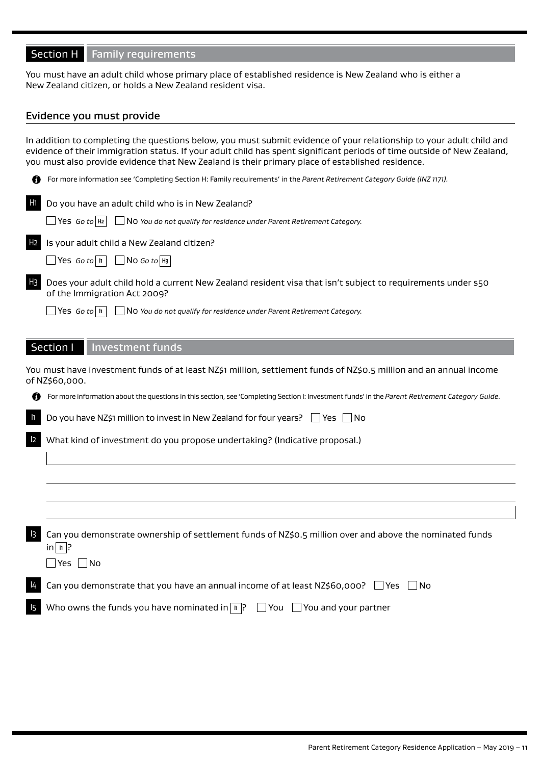## Section H Family requirements

You must have an adult child whose primary place of established residence is New Zealand who is either a New Zealand citizen, or holds a New Zealand resident visa.

### Evidence you must provide

In addition to completing the questions below, you must submit evidence of your relationship to your adult child and evidence of their immigration status. If your adult child has spent significant periods of time outside of New Zealand, you must also provide evidence that New Zealand is their primary place of established residence.

For more information see 'Completing Section H: Family requirements' in the *Parent Retirement Category Guide (INZ 1171).*

**H1** Do you have an adult child who is in New Zealand?

☐ Yes *Go to* H2 ☐ No *You do not qualify for residence under Parent Retirement Category.*

**H2** Is your adult child a New Zealand citizen?

☐ Yes *Go to* I1 ☐ No *Go to* H3

**H3** Does your adult child hold a current New Zealand resident visa that isn't subject to requirements under s50 of the Immigration Act 2009?

☐ Yes *Go to* I1 ☐ No *You do not qualify for residence under Parent Retirement Category.*

## Section I Investment funds

You must have investment funds of at least NZ$1 million, settlement funds of NZ$0.5 million and an annual income of NZ$60,000.

For more information about the questions in this section, see 'Completing Section I: Investment funds' in the *Parent Retirement Category Guide.*

**I1** Do you have NZ$1 million to invest in New Zealand for four years? ☐ Yes ☐ No

**I2** What kind of investment do you propose undertaking? (Indicative proposal.)

**I3** Can you demonstrate ownership of settlement funds of NZ$0.5 million over and above the nominated funds in I1?

☐ Yes ☐ No

**I4** Can you demonstrate that you have an annual income of at least NZ$60,000? ☐ Yes ☐ No

**I5** Who owns the funds you have nominated in I1? ☐ You ☐ You and your partner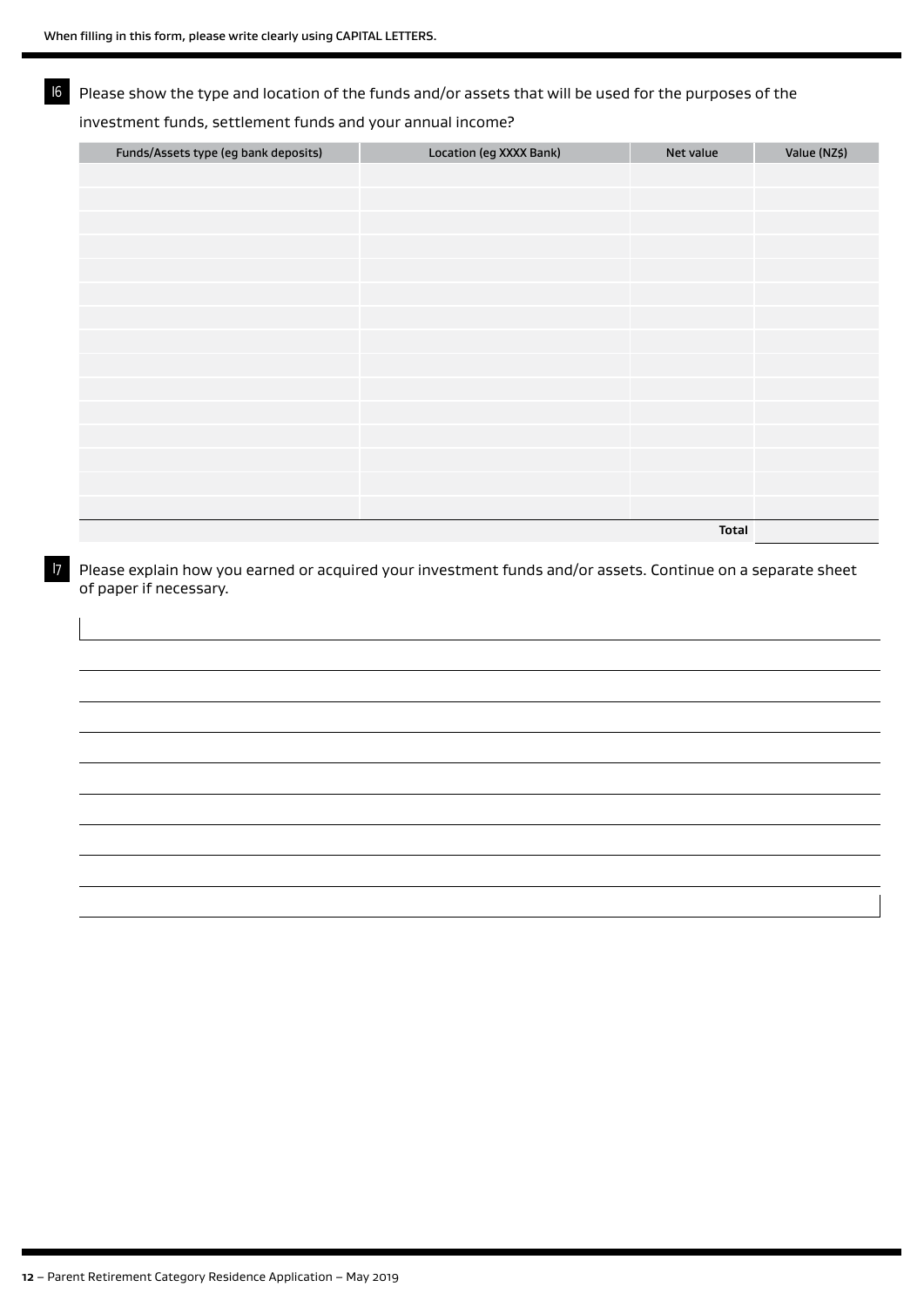When filling in this form, please write clearly using CAPITAL LETTERS.

16 Please show the type and location of the funds and/or assets that will be used for the purposes of the investment funds, settlement funds and your annual income?

| Funds/Assets type (eg bank deposits) | Location (eg XXXX Bank) | Net value | Value (NZ$) |
|---|---|---|---|
| | | | |
| | | | |
| | | | |
| | | | |
| | | | |
| | | | |
| | | | |
| | | | |
| | | | |
| | | | |
| | | | |
| | | | |
| | | | |
| | | | |
| | | | |
| | | **Total** | |

17 Please explain how you earned or acquired your investment funds and/or assets. Continue on a separate sheet of paper if necessary.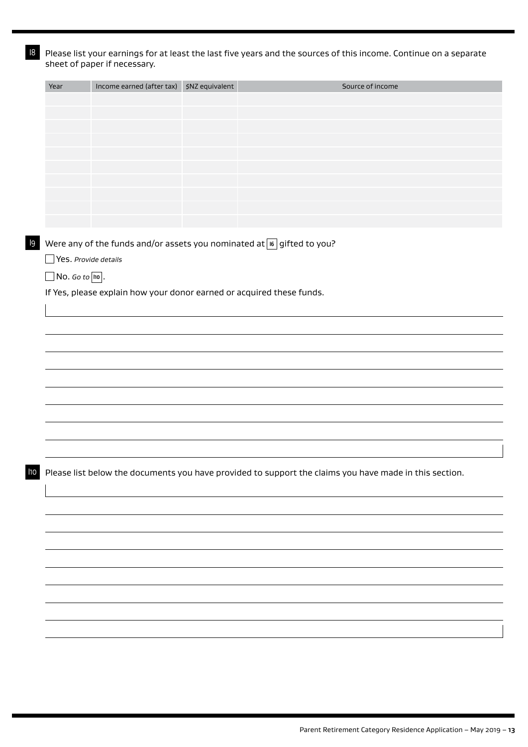I8 Please list your earnings for at least the last five years and the sources of this income. Continue on a separate sheet of paper if necessary.

| Year | Income earned (after tax) | $NZ equivalent | Source of income |
|---|---|---|---|
| | | | |
| | | | |
| | | | |
| | | | |
| | | | |
| | | | |
| | | | |
| | | | |
| | | | |
| | | | |

I9 Were any of the funds and/or assets you nominated at I6 gifted to you?

☐ Yes. *Provide details*

☐ No. *Go to* I10.

If Yes, please explain how your donor earned or acquired these funds.

I10 Please list below the documents you have provided to support the claims you have made in this section.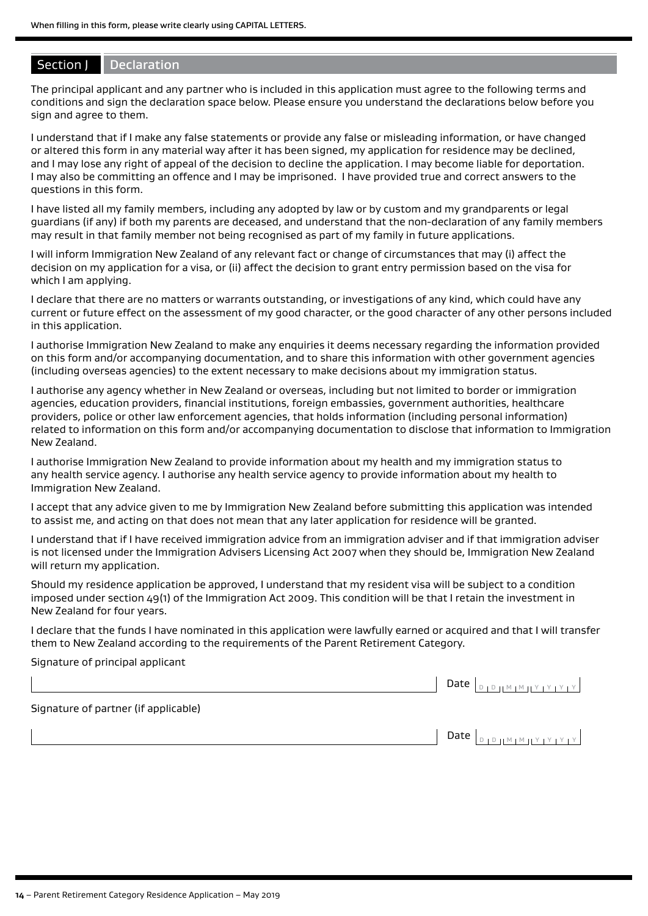When filling in this form, please write clearly using CAPITAL LETTERS.

## Section J Declaration

The principal applicant and any partner who is included in this application must agree to the following terms and conditions and sign the declaration space below. Please ensure you understand the declarations below before you sign and agree to them.

I understand that if I make any false statements or provide any false or misleading information, or have changed or altered this form in any material way after it has been signed, my application for residence may be declined, and I may lose any right of appeal of the decision to decline the application. I may become liable for deportation. I may also be committing an offence and I may be imprisoned. I have provided true and correct answers to the questions in this form.

I have listed all my family members, including any adopted by law or by custom and my grandparents or legal guardians (if any) if both my parents are deceased, and understand that the non-declaration of any family members may result in that family member not being recognised as part of my family in future applications.

I will inform Immigration New Zealand of any relevant fact or change of circumstances that may (i) affect the decision on my application for a visa, or (ii) affect the decision to grant entry permission based on the visa for which I am applying.

I declare that there are no matters or warrants outstanding, or investigations of any kind, which could have any current or future effect on the assessment of my good character, or the good character of any other persons included in this application.

I authorise Immigration New Zealand to make any enquiries it deems necessary regarding the information provided on this form and/or accompanying documentation, and to share this information with other government agencies (including overseas agencies) to the extent necessary to make decisions about my immigration status.

I authorise any agency whether in New Zealand or overseas, including but not limited to border or immigration agencies, education providers, financial institutions, foreign embassies, government authorities, healthcare providers, police or other law enforcement agencies, that holds information (including personal information) related to information on this form and/or accompanying documentation to disclose that information to Immigration New Zealand.

I authorise Immigration New Zealand to provide information about my health and my immigration status to any health service agency. I authorise any health service agency to provide information about my health to Immigration New Zealand.

I accept that any advice given to me by Immigration New Zealand before submitting this application was intended to assist me, and acting on that does not mean that any later application for residence will be granted.

I understand that if I have received immigration advice from an immigration adviser and if that immigration adviser is not licensed under the Immigration Advisers Licensing Act 2007 when they should be, Immigration New Zealand will return my application.

Should my residence application be approved, I understand that my resident visa will be subject to a condition imposed under section 49(1) of the Immigration Act 2009. This condition will be that I retain the investment in New Zealand for four years.

I declare that the funds I have nominated in this application were lawfully earned or acquired and that I will transfer them to New Zealand according to the requirements of the Parent Retirement Category.

Signature of principal applicant

_______________________________ Date DD MM YYYY

Signature of partner (if applicable)

_______________________________ Date DD MM YYYY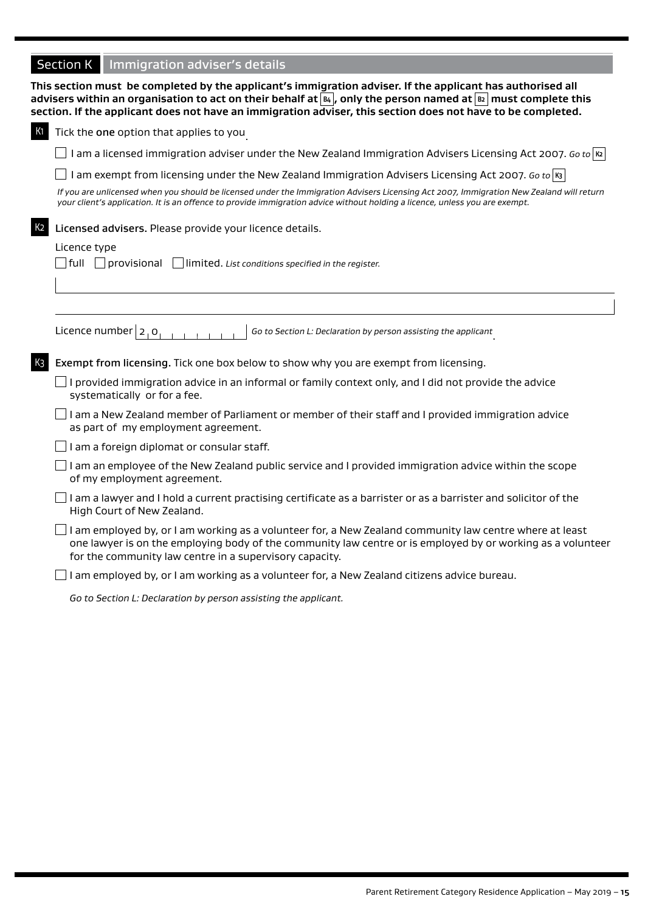## Section K Immigration adviser's details

**This section must be completed by the applicant's immigration adviser. If the applicant has authorised all advisers within an organisation to act on their behalf at B4, only the person named at B2 must complete this section. If the applicant does not have an immigration adviser, this section does not have to be completed.**

**K1** Tick the **one** option that applies to you.

- ☐ I am a licensed immigration adviser under the New Zealand Immigration Advisers Licensing Act 2007. *Go to* K2
- ☐ I am exempt from licensing under the New Zealand Immigration Advisers Licensing Act 2007. *Go to* K3

*If you are unlicensed when you should be licensed under the Immigration Advisers Licensing Act 2007, Immigration New Zealand will return your client's application. It is an offence to provide immigration advice without holding a licence, unless you are exempt.*

**K2** **Licensed advisers.** Please provide your licence details.

Licence type

☐ full ☐ provisional ☐ limited. *List conditions specified in the register.*

______________________________________________

______________________________________________

Licence number 2 0 _ _ _ _ _ _ _ _ *Go to Section L: Declaration by person assisting the applicant.*

**K3** **Exempt from licensing.** Tick one box below to show why you are exempt from licensing.

- ☐ I provided immigration advice in an informal or family context only, and I did not provide the advice systematically or for a fee.
- ☐ I am a New Zealand member of Parliament or member of their staff and I provided immigration advice as part of my employment agreement.
- ☐ I am a foreign diplomat or consular staff.
- ☐ I am an employee of the New Zealand public service and I provided immigration advice within the scope of my employment agreement.
- ☐ I am a lawyer and I hold a current practising certificate as a barrister or as a barrister and solicitor of the High Court of New Zealand.
- ☐ I am employed by, or I am working as a volunteer for, a New Zealand community law centre where at least one lawyer is on the employing body of the community law centre or is employed by or working as a volunteer for the community law centre in a supervisory capacity.
- ☐ I am employed by, or I am working as a volunteer for, a New Zealand citizens advice bureau.

*Go to Section L: Declaration by person assisting the applicant.*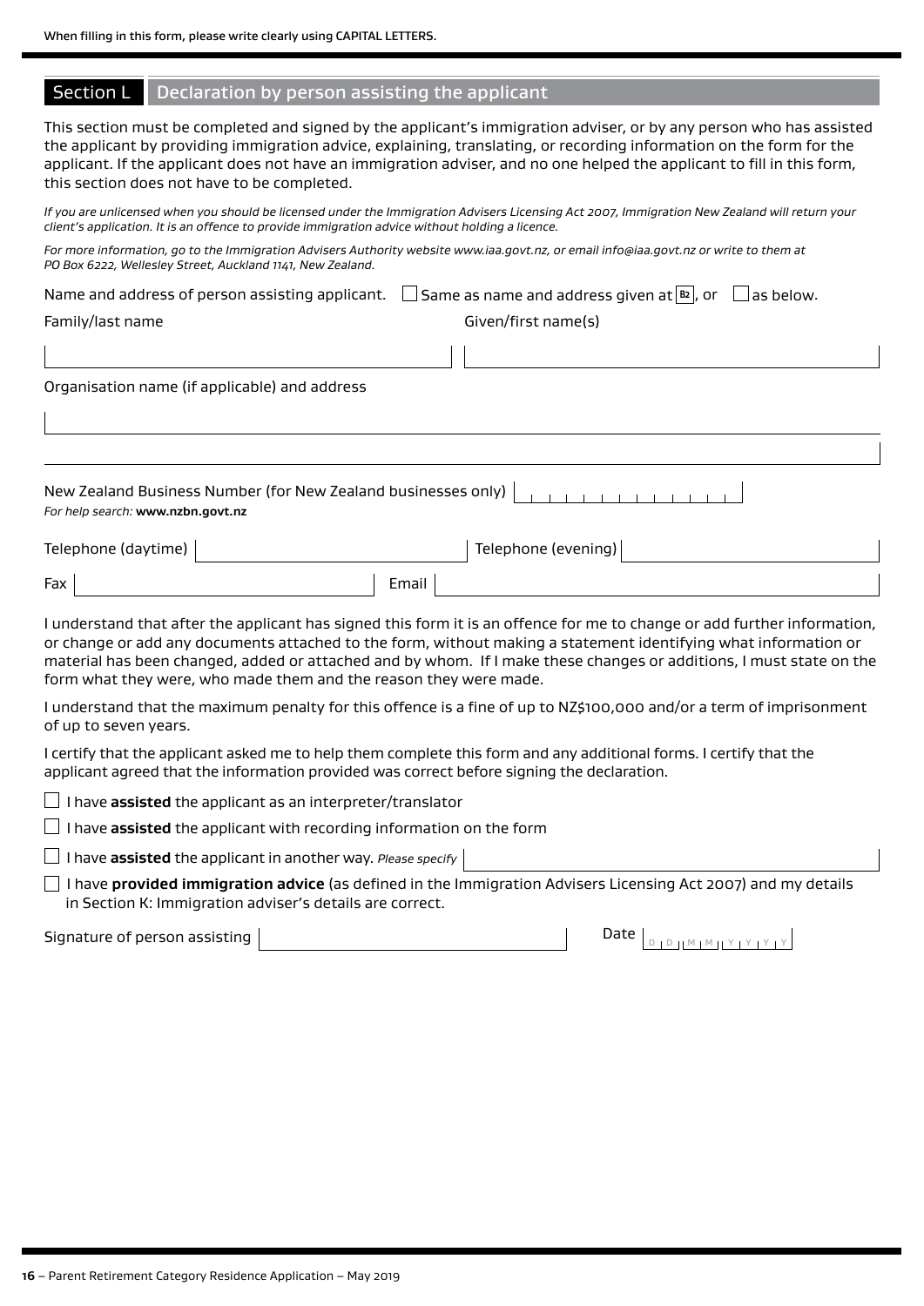When filling in this form, please write clearly using CAPITAL LETTERS.

## Section L Declaration by person assisting the applicant

This section must be completed and signed by the applicant's immigration adviser, or by any person who has assisted the applicant by providing immigration advice, explaining, translating, or recording information on the form for the applicant. If the applicant does not have an immigration adviser, and no one helped the applicant to fill in this form, this section does not have to be completed.

*If you are unlicensed when you should be licensed under the Immigration Advisers Licensing Act 2007, Immigration New Zealand will return your client's application. It is an offence to provide immigration advice without holding a licence.*

*For more information, go to the Immigration Advisers Authority website www.iaa.govt.nz, or email info@iaa.govt.nz or write to them at PO Box 6222, Wellesley Street, Auckland 1141, New Zealand.*

Name and address of person assisting applicant. ☐ Same as name and address given at B2, or ☐ as below.

Family/last name

Given/first name(s)

Organisation name (if applicable) and address

New Zealand Business Number (for New Zealand businesses only)

*For help search:* **www.nzbn.govt.nz**

Telephone (daytime)

Telephone (evening)

Fax

Email

I understand that after the applicant has signed this form it is an offence for me to change or add further information, or change or add any documents attached to the form, without making a statement identifying what information or material has been changed, added or attached and by whom. If I make these changes or additions, I must state on the form what they were, who made them and the reason they were made.

I understand that the maximum penalty for this offence is a fine of up to NZ$100,000 and/or a term of imprisonment of up to seven years.

I certify that the applicant asked me to help them complete this form and any additional forms. I certify that the applicant agreed that the information provided was correct before signing the declaration.

☐ I have **assisted** the applicant as an interpreter/translator

☐ I have **assisted** the applicant with recording information on the form

☐ I have **assisted** the applicant in another way. *Please specify*

☐ I have **provided immigration advice** (as defined in the Immigration Advisers Licensing Act 2007) and my details in Section K: Immigration adviser's details are correct.

Signature of person assisting

Date DD MM YYYY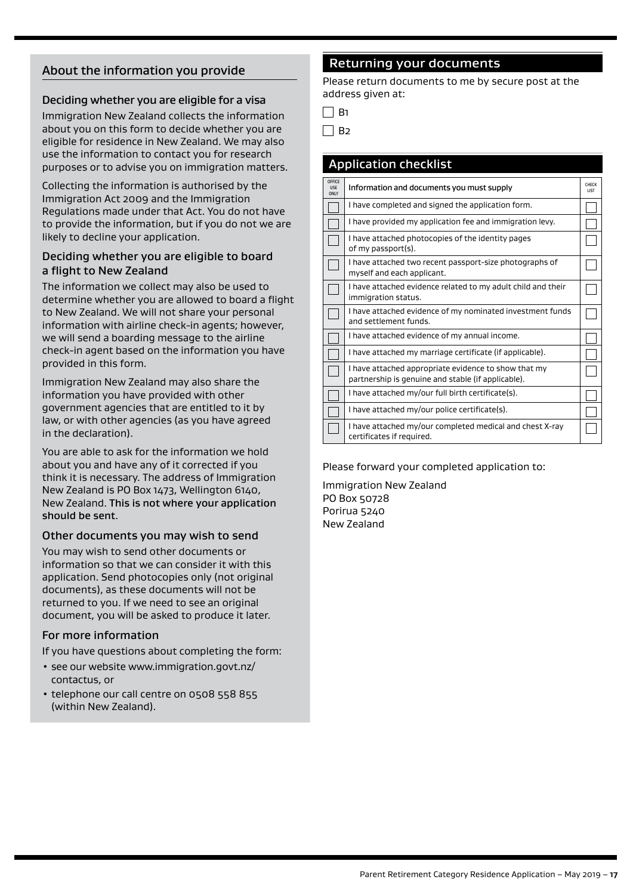## About the information you provide

### Deciding whether you are eligible for a visa

Immigration New Zealand collects the information about you on this form to decide whether you are eligible for residence in New Zealand. We may also use the information to contact you for research purposes or to advise you on immigration matters.

Collecting the information is authorised by the Immigration Act 2009 and the Immigration Regulations made under that Act. You do not have to provide the information, but if you do not we are likely to decline your application.

### Deciding whether you are eligible to board a flight to New Zealand

The information we collect may also be used to determine whether you are allowed to board a flight to New Zealand. We will not share your personal information with airline check-in agents; however, we will send a boarding message to the airline check-in agent based on the information you have provided in this form.

Immigration New Zealand may also share the information you have provided with other government agencies that are entitled to it by law, or with other agencies (as you have agreed in the declaration).

You are able to ask for the information we hold about you and have any of it corrected if you think it is necessary. The address of Immigration New Zealand is PO Box 1473, Wellington 6140, New Zealand. **This is not where your application should be sent**.

### Other documents you may wish to send

You may wish to send other documents or information so that we can consider it with this application. Send photocopies only (not original documents), as these documents will not be returned to you. If we need to see an original document, you will be asked to produce it later.

### For more information

If you have questions about completing the form:

- see our website www.immigration.govt.nz/contactus, or
- telephone our call centre on 0508 558 855 (within New Zealand).

## Returning your documents

Please return documents to me by secure post at the address given at:

☐ B1

☐ B2

## Application checklist

| OFFICE USE ONLY | Information and documents you must supply | CHECK LIST |
|---|---|---|
| ☐ | I have completed and signed the application form. | ☐ |
| ☐ | I have provided my application fee and immigration levy. | ☐ |
| ☐ | I have attached photocopies of the identity pages of my passport(s). | ☐ |
| ☐ | I have attached two recent passport-size photographs of myself and each applicant. | ☐ |
| ☐ | I have attached evidence related to my adult child and their immigration status. | ☐ |
| ☐ | I have attached evidence of my nominated investment funds and settlement funds. | ☐ |
| ☐ | I have attached evidence of my annual income. | ☐ |
| ☐ | I have attached my marriage certificate (if applicable). | ☐ |
| ☐ | I have attached appropriate evidence to show that my partnership is genuine and stable (if applicable). | ☐ |
| ☐ | I have attached my/our full birth certificate(s). | ☐ |
| ☐ | I have attached my/our police certificate(s). | ☐ |
| ☐ | I have attached my/our completed medical and chest X-ray certificates if required. | ☐ |

Please forward your completed application to:

Immigration New Zealand
PO Box 50728
Porirua 5240
New Zealand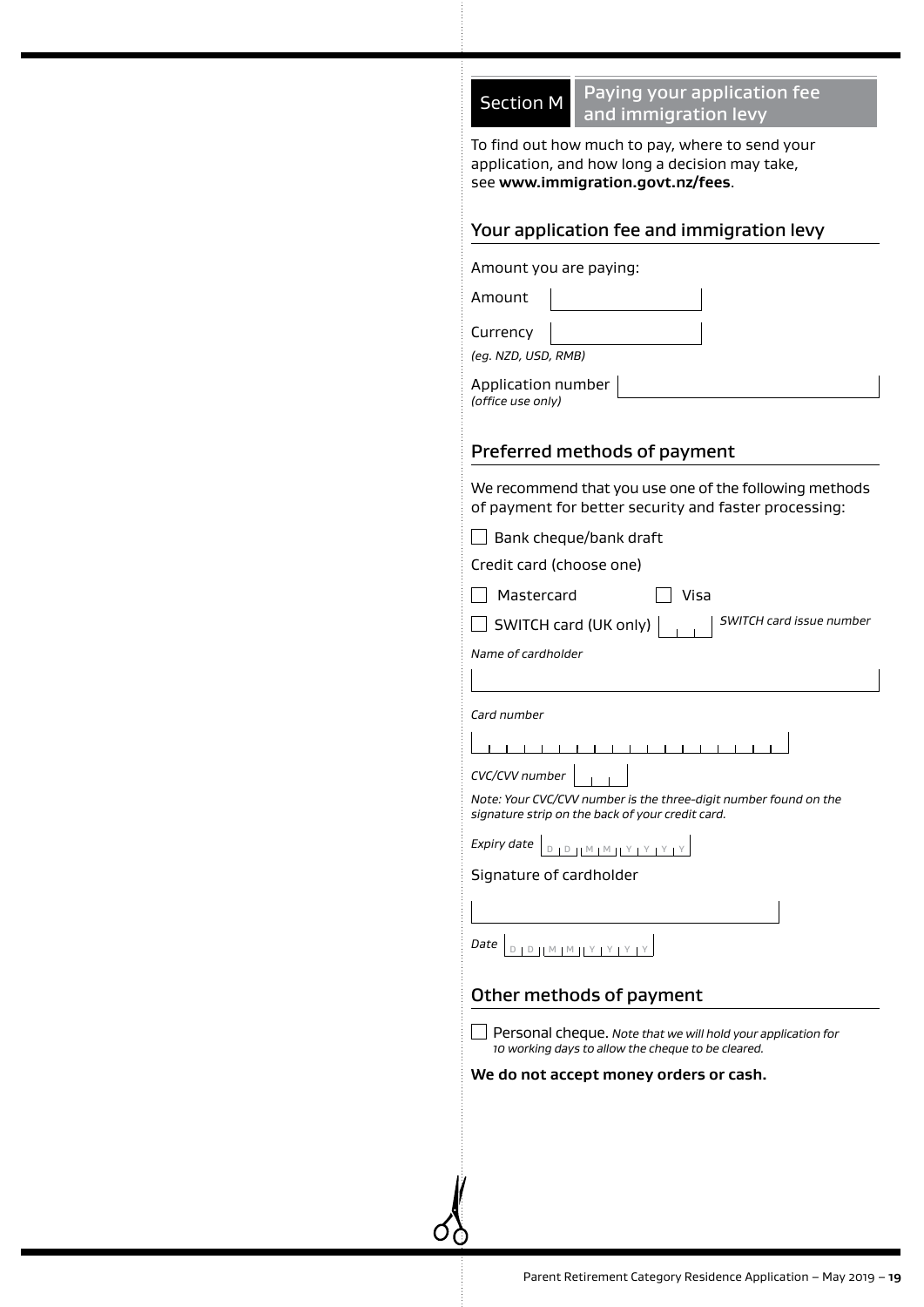## Section M Paying your application fee and immigration levy

To find out how much to pay, where to send your application, and how long a decision may take, see **www.immigration.govt.nz/fees**.

### Your application fee and immigration levy

Amount you are paying:

Amount

Currency

*(eg. NZD, USD, RMB)*

Application number
*(office use only)*

### Preferred methods of payment

We recommend that you use one of the following methods of payment for better security and faster processing:

☐ Bank cheque/bank draft

Credit card (choose one)

☐ Mastercard ☐ Visa

☐ SWITCH card (UK only) *SWITCH card issue number*

*Name of cardholder*

*Card number*

*CVC/CVV number*

*Note: Your CVC/CVV number is the three-digit number found on the signature strip on the back of your credit card.*

*Expiry date* D D M M Y Y Y Y

Signature of cardholder

*Date* D D M M Y Y Y Y

### Other methods of payment

☐ Personal cheque. *Note that we will hold your application for 10 working days to allow the cheque to be cleared.*

**We do not accept money orders or cash.**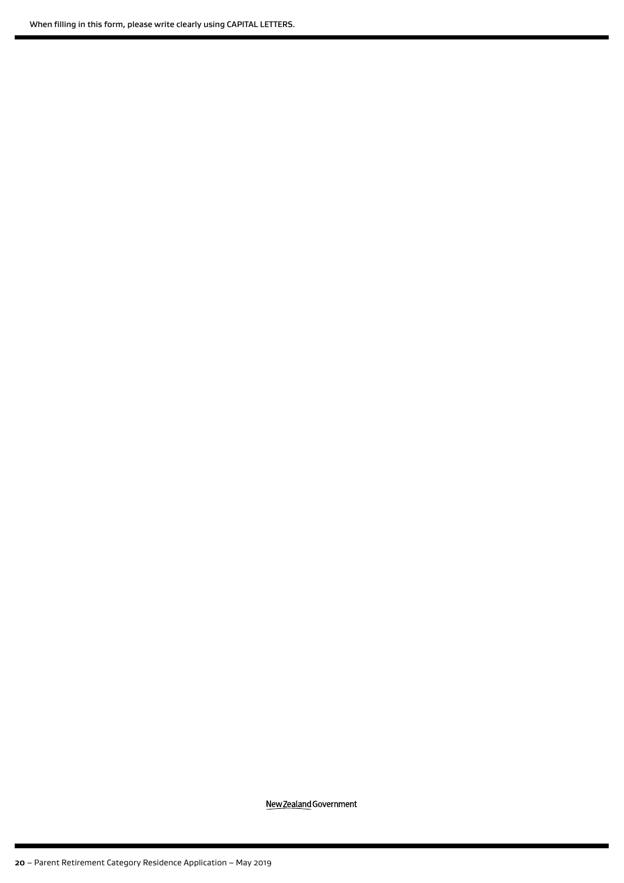New Zealand Government